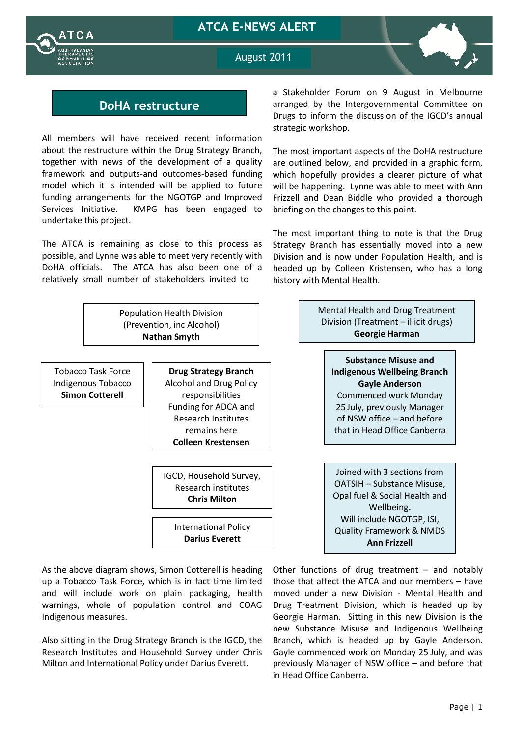# ATCA E-NEWS ALERT

August 2011

## DoHA restructure

All members will have received recent information about the restructure within the Drug Strategy Branch, together with news of the development of a quality framework and outputs-and outcomes-based funding model which it is intended will be applied to future funding arrangements for the NGOTGP and Improved Services Initiative. KMPG has been engaged to undertake this project.

The ATCA is remaining as close to this process as possible, and Lynne was able to meet very recently with DoHA officials. The ATCA has also been one of a relatively small number of stakeholders invited to a Stakeholder Forum on 9 August in Melbourne arranged by the Intergovernmental Committee on Drugs to inform the discussion of the IGCD's annual strategic workshop.

The most important aspects of the DoHA restructure are outlined below, and provided in a graphic form, which hopefully provides a clearer picture of what will be happening. Lynne was able to meet with Ann Frizzell and Dean Biddle who provided a thorough briefing on the changes to this point.

The most important thing to note is that the Drug Strategy Branch has essentially moved into a new Division and is now under Population Health, and is headed up by Colleen Kristensen, who has a long history with Mental Health.

Population Health Division (Prevention, inc Alcohol)
**Nathan Smyth**

- Tobacco Task Force, Indigenous Tobacco — **Simon Cotterell**
- **Drug Strategy Branch** — Alcohol and Drug Policy responsibilities; Funding for ADCA and Research Institutes remains here — **Colleen Krestensen**
  - IGCD, Household Survey, Research institutes — **Chris Milton**
  - International Policy — **Darius Everett**

Mental Health and Drug Treatment Division (Treatment – illicit drugs)
**Georgie Harman**

- **Substance Misuse and Indigenous Wellbeing Branch** — **Gayle Anderson** — Commenced work Monday 25 July, previously Manager of NSW office – and before that in Head Office Canberra
  - Joined with 3 sections from OATSIH – Substance Misuse, Opal fuel & Social Health and Wellbeing. Will include NGOTGP, ISI, Quality Framework & NMDS — **Ann Frizzell**

As the above diagram shows, Simon Cotterell is heading up a Tobacco Task Force, which is in fact time limited and will include work on plain packaging, health warnings, whole of population control and COAG Indigenous measures.

Also sitting in the Drug Strategy Branch is the IGCD, the Research Institutes and Household Survey under Chris Milton and International Policy under Darius Everett.

Other functions of drug treatment – and notably those that affect the ATCA and our members – have moved under a new Division - Mental Health and Drug Treatment Division, which is headed up by Georgie Harman. Sitting in this new Division is the new Substance Misuse and Indigenous Wellbeing Branch, which is headed up by Gayle Anderson. Gayle commenced work on Monday 25 July, and was previously Manager of NSW office – and before that in Head Office Canberra.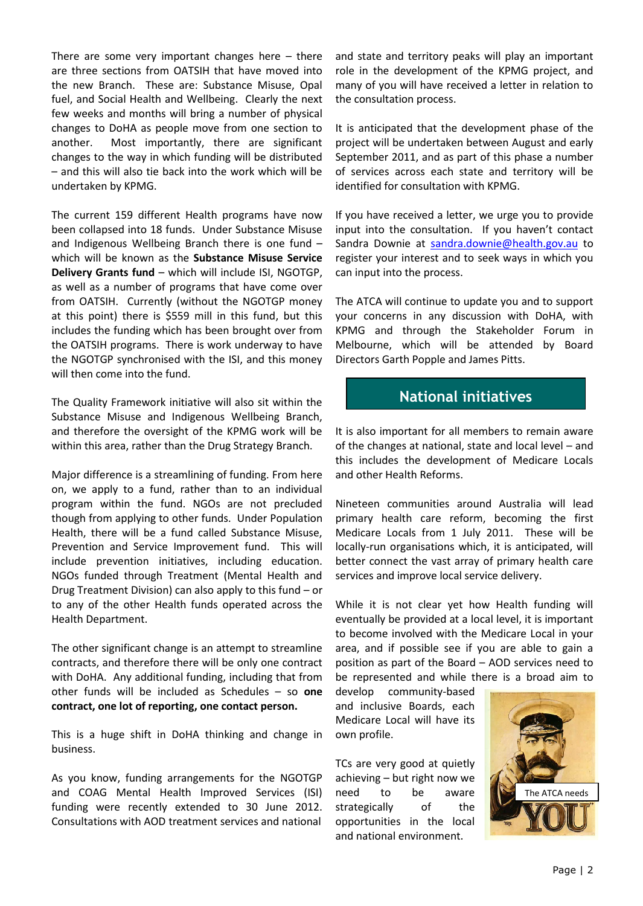There are some very important changes here – there are three sections from OATSIH that have moved into the new Branch. These are: Substance Misuse, Opal fuel, and Social Health and Wellbeing. Clearly the next few weeks and months will bring a number of physical changes to DoHA as people move from one section to another. Most importantly, there are significant changes to the way in which funding will be distributed – and this will also tie back into the work which will be undertaken by KPMG.

The current 159 different Health programs have now been collapsed into 18 funds. Under Substance Misuse and Indigenous Wellbeing Branch there is one fund – which will be known as the **Substance Misuse Service Delivery Grants fund** – which will include ISI, NGOTGP, as well as a number of programs that have come over from OATSIH. Currently (without the NGOTGP money at this point) there is $559 mill in this fund, but this includes the funding which has been brought over from the OATSIH programs. There is work underway to have the NGOTGP synchronised with the ISI, and this money will then come into the fund.

The Quality Framework initiative will also sit within the Substance Misuse and Indigenous Wellbeing Branch, and therefore the oversight of the KPMG work will be within this area, rather than the Drug Strategy Branch.

Major difference is a streamlining of funding. From here on, we apply to a fund, rather than to an individual program within the fund. NGOs are not precluded though from applying to other funds. Under Population Health, there will be a fund called Substance Misuse, Prevention and Service Improvement fund. This will include prevention initiatives, including education. NGOs funded through Treatment (Mental Health and Drug Treatment Division) can also apply to this fund – or to any of the other Health funds operated across the Health Department.

The other significant change is an attempt to streamline contracts, and therefore there will be only one contract with DoHA. Any additional funding, including that from other funds will be included as Schedules – so **one contract, one lot of reporting, one contact person.**

This is a huge shift in DoHA thinking and change in business.

As you know, funding arrangements for the NGOTGP and COAG Mental Health Improved Services (ISI) funding were recently extended to 30 June 2012. Consultations with AOD treatment services and national and state and territory peaks will play an important role in the development of the KPMG project, and many of you will have received a letter in relation to the consultation process.

It is anticipated that the development phase of the project will be undertaken between August and early September 2011, and as part of this phase a number of services across each state and territory will be identified for consultation with KPMG.

If you have received a letter, we urge you to provide input into the consultation. If you haven't contact Sandra Downie at sandra.downie@health.gov.au to register your interest and to seek ways in which you can input into the process.

The ATCA will continue to update you and to support your concerns in any discussion with DoHA, with KPMG and through the Stakeholder Forum in Melbourne, which will be attended by Board Directors Garth Popple and James Pitts.

## National initiatives

It is also important for all members to remain aware of the changes at national, state and local level – and this includes the development of Medicare Locals and other Health Reforms.

Nineteen communities around Australia will lead primary health care reform, becoming the first Medicare Locals from 1 July 2011. These will be locally-run organisations which, it is anticipated, will better connect the vast array of primary health care services and improve local service delivery.

While it is not clear yet how Health funding will eventually be provided at a local level, it is important to become involved with the Medicare Local in your area, and if possible see if you are able to gain a position as part of the Board – AOD services need to be represented and while there is a broad aim to develop community-based and inclusive Boards, each Medicare Local will have its own profile.

TCs are very good at quietly achieving – but right now we need to be aware strategically of the opportunities in the local and national environment.

The ATCA needs YOU